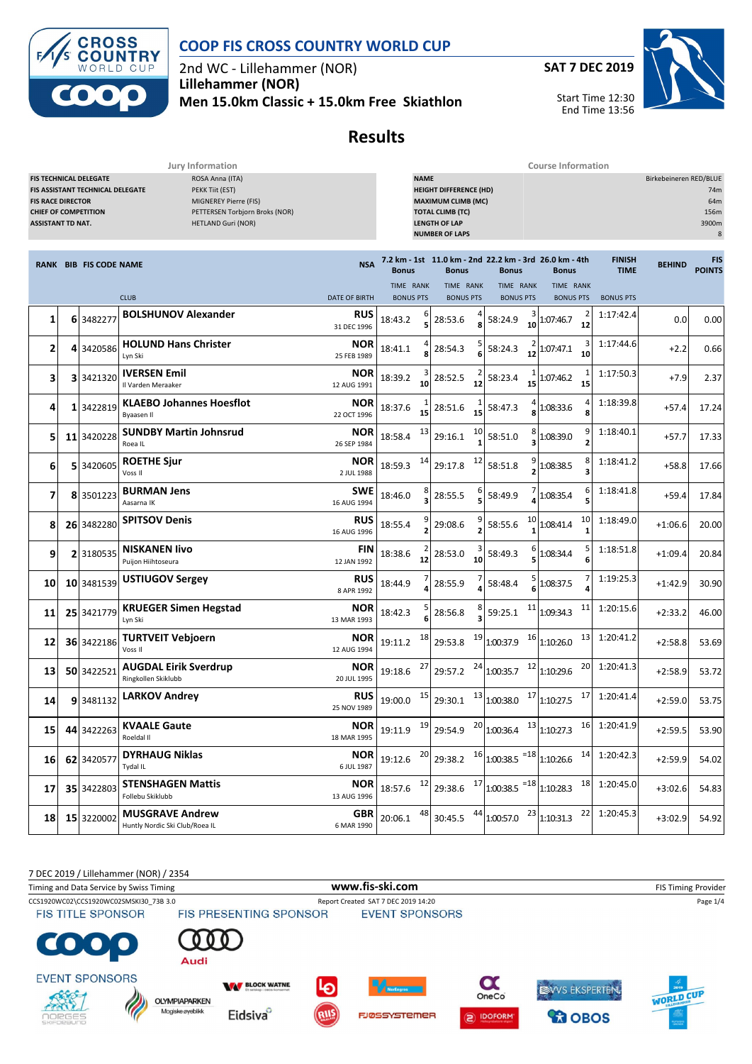# COOP FIS CROSS COUNTRY WORLD CUP

2nd WC - Lillehammer (NOR)

**Lillehammer (NOR)**

**Men 15.0km Classic + 15.0km Free Skiathlon**

**SAT 7 DEC 2019**

Start Time 12:30
End Time 13:56

## Results

| Jury Information | |
|---|---|
| FIS TECHNICAL DELEGATE | ROSA Anna (ITA) |
| FIS ASSISTANT TECHNICAL DELEGATE | PEKK Tiit (EST) |
| FIS RACE DIRECTOR | MIGNEREY Pierre (FIS) |
| CHIEF OF COMPETITION | PETTERSEN Torbjorn Broks (NOR) |
| ASSISTANT TD NAT. | HETLAND Guri (NOR) |

| Course Information | |
|---|---|
| NAME | Birkebeineren RED/BLUE |
| HEIGHT DIFFERENCE (HD) | 74m |
| MAXIMUM CLIMB (MC) | 64m |
| TOTAL CLIMB (TC) | 156m |
| LENGTH OF LAP | 3900m |
| NUMBER OF LAPS | 8 |

| RANK | BIB | FIS CODE | NAME / CLUB | NSA / DATE OF BIRTH | 7.2 km - 1st Bonus TIME | RANK / BONUS PTS | 11.0 km - 2nd Bonus TIME | RANK / BONUS PTS | 22.2 km - 3rd Bonus TIME | RANK / BONUS PTS | 26.0 km - 4th Bonus TIME | RANK / BONUS PTS | FINISH TIME | BEHIND | FIS POINTS |
|---|---|---|---|---|---|---|---|---|---|---|---|---|---|---|---|
| 1 | 6 | 3482277 | **BOLSHUNOV Alexander** | **RUS** 31 DEC 1996 | 18:43.2 | 6 / 5 | 28:53.6 | 4 / 8 | 58:24.9 | 3 / 10 | 1:07:46.7 | 2 / 12 | 1:17:42.4 | 0.0 | 0.00 |
| 2 | 4 | 3420586 | **HOLUND Hans Christer** Lyn Ski | **NOR** 25 FEB 1989 | 18:41.1 | 4 / 8 | 28:54.3 | 5 / 6 | 58:24.3 | 2 / 12 | 1:07:47.1 | 3 / 10 | 1:17:44.6 | +2.2 | 0.66 |
| 3 | 3 | 3421320 | **IVERSEN Emil** Il Varden Meraaker | **NOR** 12 AUG 1991 | 18:39.2 | 3 / 10 | 28:52.5 | 2 / 12 | 58:23.4 | 1 / 15 | 1:07:46.2 | 1 / 15 | 1:17:50.3 | +7.9 | 2.37 |
| 4 | 1 | 3422819 | **KLAEBO Johannes Hoesflot** Byaasen Il | **NOR** 22 OCT 1996 | 18:37.6 | 1 / 15 | 28:51.6 | 1 / 15 | 58:47.3 | 4 / 8 | 1:08:33.6 | 4 / 8 | 1:18:39.8 | +57.4 | 17.24 |
| 5 | 11 | 3420228 | **SUNDBY Martin Johnsrud** Roea IL | **NOR** 26 SEP 1984 | 18:58.4 | 13 | 29:16.1 | 10 / 1 | 58:51.0 | 8 / 3 | 1:08:39.0 | 9 / 2 | 1:18:40.1 | +57.7 | 17.33 |
| 6 | 5 | 3420605 | **ROETHE Sjur** Voss Il | **NOR** 2 JUL 1988 | 18:59.3 | 14 | 29:17.8 | 12 | 58:51.8 | 9 / 2 | 1:08:38.5 | 8 / 3 | 1:18:41.2 | +58.8 | 17.66 |
| 7 | 8 | 3501223 | **BURMAN Jens** Aasarna IK | **SWE** 16 AUG 1994 | 18:46.0 | 8 / 3 | 28:55.5 | 6 / 5 | 58:49.9 | 7 / 4 | 1:08:35.4 | 6 / 5 | 1:18:41.8 | +59.4 | 17.84 |
| 8 | 26 | 3482280 | **SPITSOV Denis** | **RUS** 16 AUG 1996 | 18:55.4 | 9 / 2 | 29:08.6 | 9 / 2 | 58:55.6 | 10 / 1 | 1:08:41.4 | 10 / 1 | 1:18:49.0 | +1:06.6 | 20.00 |
| 9 | 2 | 3180535 | **NISKANEN Iivo** Puijon Hiihtoseura | **FIN** 12 JAN 1992 | 18:38.6 | 2 / 12 | 28:53.0 | 3 / 10 | 58:49.3 | 6 / 5 | 1:08:34.4 | 5 / 6 | 1:18:51.8 | +1:09.4 | 20.84 |
| 10 | 10 | 3481539 | **USTIUGOV Sergey** | **RUS** 8 APR 1992 | 18:44.9 | 7 / 4 | 28:55.9 | 7 / 4 | 58:48.4 | 5 / 6 | 1:08:37.5 | 7 / 4 | 1:19:25.3 | +1:42.9 | 30.90 |
| 11 | 25 | 3421779 | **KRUEGER Simen Hegstad** Lyn Ski | **NOR** 13 MAR 1993 | 18:42.3 | 5 / 6 | 28:56.8 | 8 / 3 | 59:25.1 | 11 | 1:09:34.3 | 11 | 1:20:15.6 | +2:33.2 | 46.00 |
| 12 | 36 | 3422186 | **TURTVEIT Vebjoern** Voss Il | **NOR** 12 AUG 1994 | 19:11.2 | 18 | 29:53.8 | 19 | 1:00:37.9 | 16 | 1:10:26.0 | 13 | 1:20:41.2 | +2:58.8 | 53.69 |
| 13 | 50 | 3422521 | **AUGDAL Eirik Sverdrup** Ringkollen Skiklubb | **NOR** 20 JUL 1995 | 19:18.6 | 27 | 29:57.2 | 24 | 1:00:35.7 | 12 | 1:10:29.6 | 20 | 1:20:41.3 | +2:58.9 | 53.72 |
| 14 | 9 | 3481132 | **LARKOV Andrey** | **RUS** 25 NOV 1989 | 19:00.0 | 15 | 29:30.1 | 13 | 1:00:38.0 | 17 | 1:10:27.5 | 17 | 1:20:41.4 | +2:59.0 | 53.75 |
| 15 | 44 | 3422263 | **KVAALE Gaute** Roeldal Il | **NOR** 18 MAR 1995 | 19:11.9 | 19 | 29:54.9 | 20 | 1:00:36.4 | 13 | 1:10:27.3 | 16 | 1:20:41.9 | +2:59.5 | 53.90 |
| 16 | 62 | 3420577 | **DYRHAUG Niklas** Tydal IL | **NOR** 6 JUL 1987 | 19:12.6 | 20 | 29:38.2 | 16 | 1:00:38.5 | =18 | 1:10:26.6 | 14 | 1:20:42.3 | +2:59.9 | 54.02 |
| 17 | 35 | 3422803 | **STENSHAGEN Mattis** Follebu Skiklubb | **NOR** 13 AUG 1996 | 18:57.6 | 12 | 29:38.6 | 17 | 1:00:38.5 | =18 | 1:10:28.3 | 18 | 1:20:45.0 | +3:02.6 | 54.83 |
| 18 | 15 | 3220002 | **MUSGRAVE Andrew** Huntly Nordic Ski Club/Roea IL | **GBR** 6 MAR 1990 | 20:06.1 | 48 | 30:45.5 | 44 | 1:00:57.0 | 23 | 1:10:31.3 | 22 | 1:20:45.3 | +3:02.9 | 54.92 |

7 DEC 2019 / Lillehammer (NOR) / 2354

Timing and Data Service by Swiss Timing — www.fis-ski.com — FIS Timing Provider

CCS1920WC02\CCS1920WC02SMSKI30_73B 3.0 — Report Created SAT 7 DEC 2019 14:20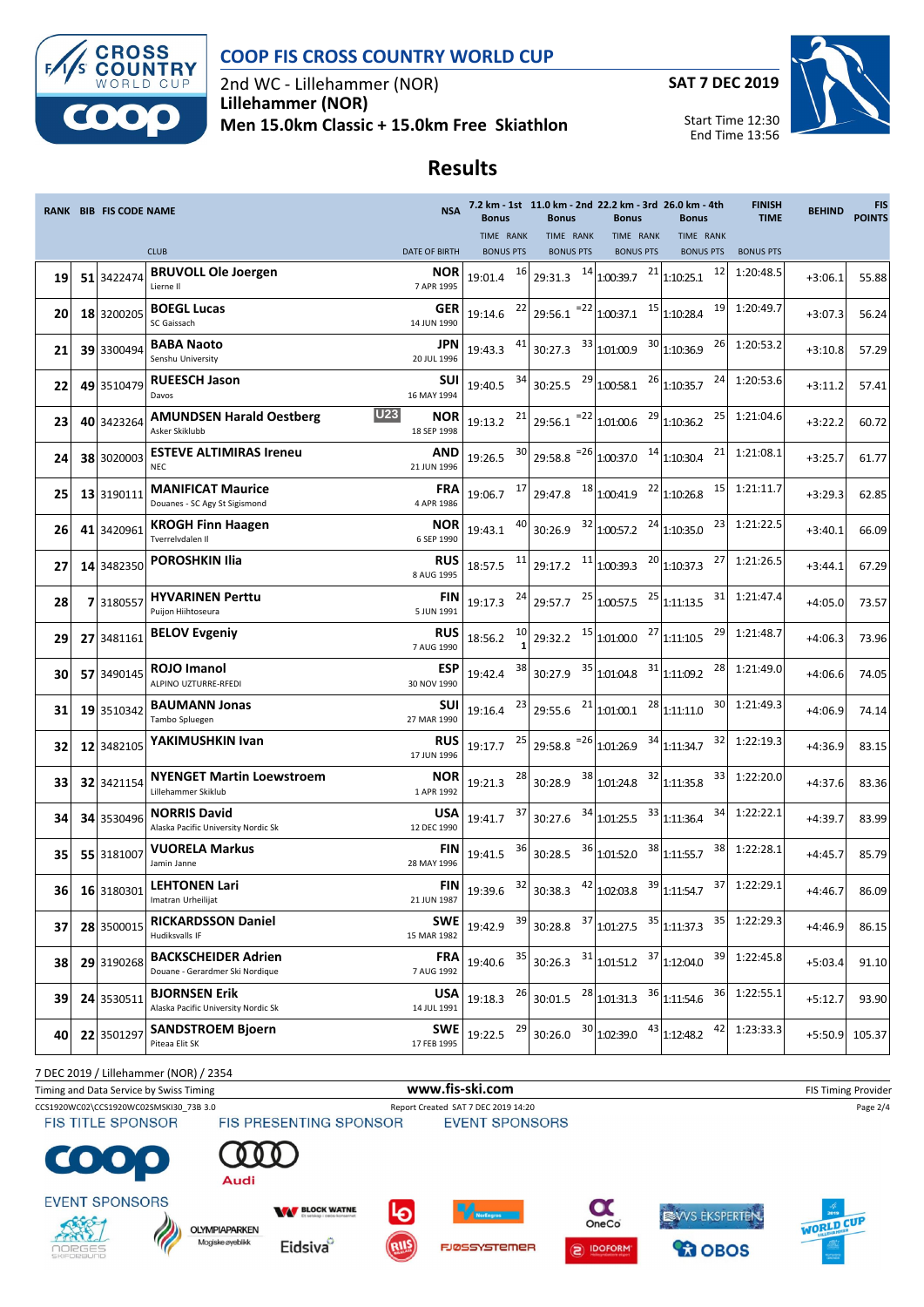# COOP FIS CROSS COUNTRY WORLD CUP

2nd WC - Lillehammer (NOR)
**Lillehammer (NOR)**
**Men 15.0km Classic + 15.0km Free Skiathlon**

**SAT 7 DEC 2019**

Start Time 12:30
End Time 13:56

## Results

| RANK | BIB | FIS CODE | NAME / CLUB | NSA / DATE OF BIRTH | 7.2 km - 1st Bonus TIME | RANK / BONUS PTS | 11.0 km - 2nd Bonus TIME | RANK / BONUS PTS | 22.2 km - 3rd Bonus TIME | RANK / BONUS PTS | 26.0 km - 4th Bonus TIME | RANK / BONUS PTS | FINISH TIME / BONUS PTS | BEHIND | FIS POINTS |
|---|---|---|---|---|---|---|---|---|---|---|---|---|---|---|---|
| 19 | 51 | 3422474 | **BRUVOLL Ole Joergen** Lierne Il | NOR 7 APR 1995 | 19:01.4 | 16 | 29:31.3 | 14 | 1:00:39.7 | 21 | 1:10:25.1 | 12 | 1:20:48.5 | +3:06.1 | 55.88 |
| 20 | 18 | 3200205 | **BOEGL Lucas** SC Gaissach | GER 14 JUN 1990 | 19:14.6 | 22 | 29:56.1 | =22 | 1:00:37.1 | 15 | 1:10:28.4 | 19 | 1:20:49.7 | +3:07.3 | 56.24 |
| 21 | 39 | 3300494 | **BABA Naoto** Senshu University | JPN 20 JUL 1996 | 19:43.3 | 41 | 30:27.3 | 33 | 1:01:00.9 | 30 | 1:10:36.9 | 26 | 1:20:53.2 | +3:10.8 | 57.29 |
| 22 | 49 | 3510479 | **RUEESCH Jason** Davos | SUI 16 MAY 1994 | 19:40.5 | 34 | 30:25.5 | 29 | 1:00:58.1 | 26 | 1:10:35.7 | 24 | 1:20:53.6 | +3:11.2 | 57.41 |
| 23 | 40 | 3423264 | **AMUNDSEN Harald Oestberg** U23 Asker Skiklubb | NOR 18 SEP 1998 | 19:13.2 | 21 | 29:56.1 | =22 | 1:01:00.6 | 29 | 1:10:36.2 | 25 | 1:21:04.6 | +3:22.2 | 60.72 |
| 24 | 38 | 3020003 | **ESTEVE ALTIMIRAS Ireneu** NEC | AND 21 JUN 1996 | 19:26.5 | 30 | 29:58.8 | =26 | 1:00:37.0 | 14 | 1:10:30.4 | 21 | 1:21:08.1 | +3:25.7 | 61.77 |
| 25 | 13 | 3190111 | **MANIFICAT Maurice** Douanes - SC Agy St Sigismond | FRA 4 APR 1986 | 19:06.7 | 17 | 29:47.8 | 18 | 1:00:41.9 | 22 | 1:10:26.8 | 15 | 1:21:11.7 | +3:29.3 | 62.85 |
| 26 | 41 | 3420961 | **KROGH Finn Haagen** Tverrelvdalen Il | NOR 6 SEP 1990 | 19:43.1 | 40 | 30:26.9 | 32 | 1:00:57.2 | 24 | 1:10:35.0 | 23 | 1:21:22.5 | +3:40.1 | 66.09 |
| 27 | 14 | 3482350 | **POROSHKIN Ilia** | RUS 8 AUG 1995 | 18:57.5 | 11 | 29:17.2 | 11 | 1:00:39.3 | 20 | 1:10:37.3 | 27 | 1:21:26.5 | +3:44.1 | 67.29 |
| 28 | 7 | 3180557 | **HYVARINEN Perttu** Puijon Hiihtoseura | FIN 5 JUN 1991 | 19:17.3 | 24 | 29:57.7 | 25 | 1:00:57.5 | 25 | 1:11:13.5 | 31 | 1:21:47.4 | +4:05.0 | 73.57 |
| 29 | 27 | 3481161 | **BELOV Evgeniy** | RUS 7 AUG 1990 | 18:56.2 | 10 / 1 | 29:32.2 | 15 | 1:01:00.0 | 27 | 1:11:10.5 | 29 | 1:21:48.7 | +4:06.3 | 73.96 |
| 30 | 57 | 3490145 | **ROJO Imanol** ALPINO UZTURRE-RFEDI | ESP 30 NOV 1990 | 19:42.4 | 38 | 30:27.9 | 35 | 1:01:04.8 | 31 | 1:11:09.2 | 28 | 1:21:49.0 | +4:06.6 | 74.05 |
| 31 | 19 | 3510342 | **BAUMANN Jonas** Tambo Spluegen | SUI 27 MAR 1990 | 19:16.4 | 23 | 29:55.6 | 21 | 1:01:00.1 | 28 | 1:11:11.0 | 30 | 1:21:49.3 | +4:06.9 | 74.14 |
| 32 | 12 | 3482105 | **YAKIMUSHKIN Ivan** | RUS 17 JUN 1996 | 19:17.7 | 25 | 29:58.8 | =26 | 1:01:26.9 | 34 | 1:11:34.7 | 32 | 1:22:19.3 | +4:36.9 | 83.15 |
| 33 | 32 | 3421154 | **NYENGET Martin Loewstroem** Lillehammer Skiklub | NOR 1 APR 1992 | 19:21.3 | 28 | 30:28.9 | 38 | 1:01:24.8 | 32 | 1:11:35.8 | 33 | 1:22:20.0 | +4:37.6 | 83.36 |
| 34 | 34 | 3530496 | **NORRIS David** Alaska Pacific University Nordic Sk | USA 12 DEC 1990 | 19:41.7 | 37 | 30:27.6 | 34 | 1:01:25.5 | 33 | 1:11:36.4 | 34 | 1:22:22.1 | +4:39.7 | 83.99 |
| 35 | 55 | 3181007 | **VUORELA Markus** Jamin Janne | FIN 28 MAY 1996 | 19:41.5 | 36 | 30:28.5 | 36 | 1:01:52.0 | 38 | 1:11:55.7 | 38 | 1:22:28.1 | +4:45.7 | 85.79 |
| 36 | 16 | 3180301 | **LEHTONEN Lari** Imatran Urheilijat | FIN 21 JUN 1987 | 19:39.6 | 32 | 30:38.3 | 42 | 1:02:03.8 | 39 | 1:11:54.7 | 37 | 1:22:29.1 | +4:46.7 | 86.09 |
| 37 | 28 | 3500015 | **RICKARDSSON Daniel** Hudiksvalls IF | SWE 15 MAR 1982 | 19:42.9 | 39 | 30:28.8 | 37 | 1:01:27.5 | 35 | 1:11:37.3 | 35 | 1:22:29.3 | +4:46.9 | 86.15 |
| 38 | 29 | 3190268 | **BACKSCHEIDER Adrien** Douane - Gerardmer Ski Nordique | FRA 7 AUG 1992 | 19:40.6 | 35 | 30:26.3 | 31 | 1:01:51.2 | 37 | 1:12:04.0 | 39 | 1:22:45.8 | +5:03.4 | 91.10 |
| 39 | 24 | 3530511 | **BJORNSEN Erik** Alaska Pacific University Nordic Sk | USA 14 JUL 1991 | 19:18.3 | 26 | 30:01.5 | 28 | 1:01:31.3 | 36 | 1:11:54.6 | 36 | 1:22:55.1 | +5:12.7 | 93.90 |
| 40 | 22 | 3501297 | **SANDSTROEM Bjoern** Piteaa Elit SK | SWE 17 FEB 1995 | 19:22.5 | 29 | 30:26.0 | 30 | 1:02:39.0 | 43 | 1:12:48.2 | 42 | 1:23:33.3 | +5:50.9 | 105.37 |

7 DEC 2019 / Lillehammer (NOR) / 2354

Timing and Data Service by Swiss Timing — www.fis-ski.com — FIS Timing Provider

CCS1920WC02\CCS1920WC02SMSKI30_73B 3.0 — Report Created SAT 7 DEC 2019 14:20

FIS TITLE SPONSOR — FIS PRESENTING SPONSOR — EVENT SPONSORS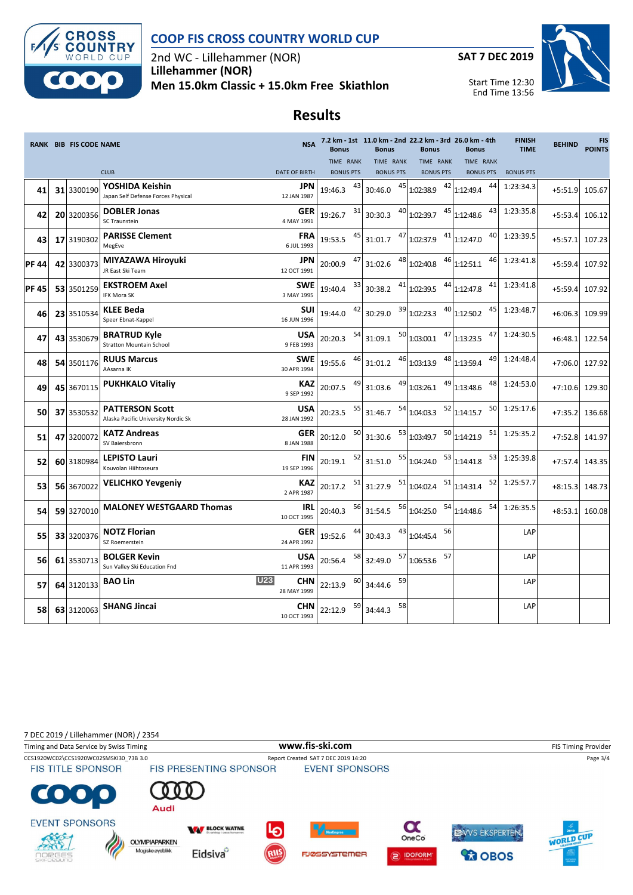# COOP FIS CROSS COUNTRY WORLD CUP

2nd WC - Lillehammer (NOR)

**Lillehammer (NOR)**

**Men 15.0km Classic + 15.0km Free Skiathlon**

**SAT 7 DEC 2019**

Start Time 12:30
End Time 13:56

## Results

| RANK | BIB | FIS CODE | NAME / CLUB | NSA / DATE OF BIRTH | 7.2 km - 1st Bonus TIME | RANK | 11.0 km - 2nd Bonus TIME | RANK | 22.2 km - 3rd Bonus TIME | RANK | 26.0 km - 4th Bonus TIME | RANK | FINISH TIME | BEHIND | FIS POINTS |
|---|---|---|---|---|---|---|---|---|---|---|---|---|---|---|---|
| 41 | 31 | 3300190 | **YOSHIDA Keishin** Japan Self Defense Forces Physical | JPN 12 JAN 1987 | 19:46.3 | 43 | 30:46.0 | 45 | 1:02:38.9 | 42 | 1:12:49.4 | 44 | 1:23:34.3 | +5:51.9 | 105.67 |
| 42 | 20 | 3200356 | **DOBLER Jonas** SC Traunstein | GER 4 MAY 1991 | 19:26.7 | 31 | 30:30.3 | 40 | 1:02:39.7 | 45 | 1:12:48.6 | 43 | 1:23:35.8 | +5:53.4 | 106.12 |
| 43 | 17 | 3190302 | **PARISSE Clement** MegEve | FRA 6 JUL 1993 | 19:53.5 | 45 | 31:01.7 | 47 | 1:02:37.9 | 41 | 1:12:47.0 | 40 | 1:23:39.5 | +5:57.1 | 107.23 |
| PF 44 | 42 | 3300373 | **MIYAZAWA Hiroyuki** JR East Ski Team | JPN 12 OCT 1991 | 20:00.9 | 47 | 31:02.6 | 48 | 1:02:40.8 | 46 | 1:12:51.1 | 46 | 1:23:41.8 | +5:59.4 | 107.92 |
| PF 45 | 53 | 3501259 | **EKSTROEM Axel** IFK Mora SK | SWE 3 MAY 1995 | 19:40.4 | 33 | 30:38.2 | 41 | 1:02:39.5 | 44 | 1:12:47.8 | 41 | 1:23:41.8 | +5:59.4 | 107.92 |
| 46 | 23 | 3510534 | **KLEE Beda** Speer Ebnat-Kappel | SUI 16 JUN 1996 | 19:44.0 | 42 | 30:29.0 | 39 | 1:02:23.3 | 40 | 1:12:50.2 | 45 | 1:23:48.7 | +6:06.3 | 109.99 |
| 47 | 43 | 3530679 | **BRATRUD Kyle** Stratton Mountain School | USA 9 FEB 1993 | 20:20.3 | 54 | 31:09.1 | 50 | 1:03:00.1 | 47 | 1:13:23.5 | 47 | 1:24:30.5 | +6:48.1 | 122.54 |
| 48 | 54 | 3501176 | **RUUS Marcus** AAsarna IK | SWE 30 APR 1994 | 19:55.6 | 46 | 31:01.2 | 46 | 1:03:13.9 | 48 | 1:13:59.4 | 49 | 1:24:48.4 | +7:06.0 | 127.92 |
| 49 | 45 | 3670115 | **PUKHKALO Vitaliy** | KAZ 9 SEP 1992 | 20:07.5 | 49 | 31:03.6 | 49 | 1:03:26.1 | 49 | 1:13:48.6 | 48 | 1:24:53.0 | +7:10.6 | 129.30 |
| 50 | 37 | 3530532 | **PATTERSON Scott** Alaska Pacific University Nordic Sk | USA 28 JAN 1992 | 20:23.5 | 55 | 31:46.7 | 54 | 1:04:03.3 | 52 | 1:14:15.7 | 50 | 1:25:17.6 | +7:35.2 | 136.68 |
| 51 | 47 | 3200072 | **KATZ Andreas** SV Baiersbronn | GER 8 JAN 1988 | 20:12.0 | 50 | 31:30.6 | 53 | 1:03:49.7 | 50 | 1:14:21.9 | 51 | 1:25:35.2 | +7:52.8 | 141.97 |
| 52 | 60 | 3180984 | **LEPISTO Lauri** Kouvolan Hiihtoseura | FIN 19 SEP 1996 | 20:19.1 | 52 | 31:51.0 | 55 | 1:04:24.0 | 53 | 1:14:41.8 | 53 | 1:25:39.8 | +7:57.4 | 143.35 |
| 53 | 56 | 3670022 | **VELICHKO Yevgeniy** | KAZ 2 APR 1987 | 20:17.2 | 51 | 31:27.9 | 51 | 1:04:02.4 | 51 | 1:14:31.4 | 52 | 1:25:57.7 | +8:15.3 | 148.73 |
| 54 | 59 | 3270010 | **MALONEY WESTGAARD Thomas** | IRL 10 OCT 1995 | 20:40.3 | 56 | 31:54.5 | 56 | 1:04:25.0 | 54 | 1:14:48.6 | 54 | 1:26:35.5 | +8:53.1 | 160.08 |
| 55 | 33 | 3200376 | **NOTZ Florian** SZ Roemerstein | GER 24 APR 1992 | 19:52.6 | 44 | 30:43.3 | 43 | 1:04:45.4 | 56 | | | LAP | | |
| 56 | 61 | 3530713 | **BOLGER Kevin** Sun Valley Ski Education Fnd | USA 11 APR 1993 | 20:56.4 | 58 | 32:49.0 | 57 | 1:06:53.6 | 57 | | | LAP | | |
| 57 | 64 | 3120133 | **BAO Lin** U23 | CHN 28 MAY 1999 | 22:13.9 | 60 | 34:44.6 | 59 | | | | | LAP | | |
| 58 | 63 | 3120063 | **SHANG Jincai** | CHN 10 OCT 1993 | 22:12.9 | 59 | 34:44.3 | 58 | | | | | LAP | | |

7 DEC 2019 / Lillehammer (NOR) / 2354

Timing and Data Service by Swiss Timing — www.fis-ski.com — FIS Timing Provider

CCS1920WC02\CCS1920WC02SMSKI30_73B 3.0 — Report Created SAT 7 DEC 2019 14:20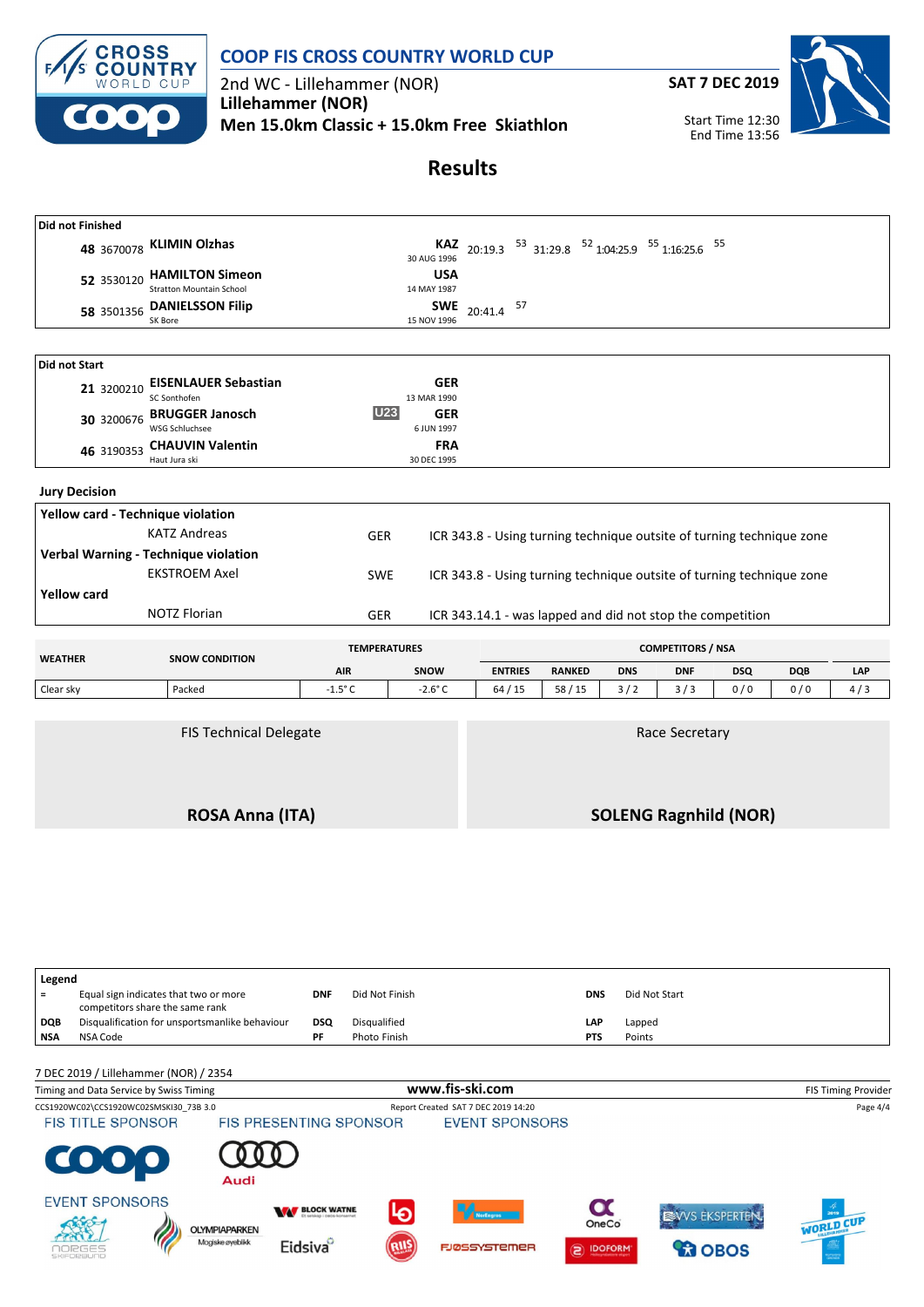# COOP FIS CROSS COUNTRY WORLD CUP

2nd WC - Lillehammer (NOR)
**Lillehammer (NOR)**
**Men 15.0km Classic + 15.0km Free Skiathlon**

**SAT 7 DEC 2019**

Start Time 12:30
End Time 13:56

## Results

**Did not Finished**

| | | | | | | | | |
|---|---|---|---|---|---|---|---|---|
| **48** | 3670078 | **KLIMIN Olzhas** | **KAZ** 30 AUG 1996 | 20:19.3 [53] | 31:29.8 [52] | 1:04:25.9 [55] | 1:16:25.6 [55] | |
| **52** | 3530120 | **HAMILTON Simeon** Stratton Mountain School | **USA** 14 MAY 1987 | | | | | |
| **58** | 3501356 | **DANIELSSON Filip** SK Bore | **SWE** 15 NOV 1996 | 20:41.4 [57] | | | | |

**Did not Start**

| | | | | |
|---|---|---|---|---|
| **21** | 3200210 | **EISENLAUER Sebastian** SC Sonthofen | | **GER** 13 MAR 1990 |
| **30** | 3200676 | **BRUGGER Janosch** WSG Schluchsee | U23 | **GER** 6 JUN 1997 |
| **46** | 3190353 | **CHAUVIN Valentin** Haut Jura ski | | **FRA** 30 DEC 1995 |

**Jury Decision**

| | | |
|---|---|---|
| **Yellow card - Technique violation** | | |
| KATZ Andreas | GER | ICR 343.8 - Using turning technique outside of turning technique zone |
| **Verbal Warning - Technique violation** | | |
| EKSTROEM Axel | SWE | ICR 343.8 - Using turning technique outside of turning technique zone |
| **Yellow card** | | |
| NOTZ Florian | GER | ICR 343.14.1 - was lapped and did not stop the competition |

| WEATHER | SNOW CONDITION | TEMPERATURES | | COMPETITORS / NSA | | | | | | |
|---|---|---|---|---|---|---|---|---|---|---|
| | | AIR | SNOW | ENTRIES | RANKED | DNS | DNF | DSQ | DQB | LAP |
| Clear sky | Packed | -1.5° C | -2.6° C | 64 / 15 | 58 / 15 | 3 / 2 | 3 / 3 | 0 / 0 | 0 / 0 | 4 / 3 |

| FIS Technical Delegate | Race Secretary |
|---|---|
| **ROSA Anna (ITA)** | **SOLENG Ragnhild (NOR)** |

**Legend**

| | | | | | |
|---|---|---|---|---|---|
| = | Equal sign indicates that two or more competitors share the same rank | DNF | Did Not Finish | DNS | Did Not Start |
| DQB | Disqualification for unsportsmanlike behaviour | DSQ | Disqualified | LAP | Lapped |
| NSA | NSA Code | PF | Photo Finish | PTS | Points |

7 DEC 2019 / Lillehammer (NOR) / 2354

Timing and Data Service by Swiss Timing — www.fis-ski.com — FIS Timing Provider

CCS1920WC02\CCS1920WC02SMSKI30_73B 3.0 — Report Created SAT 7 DEC 2019 14:20

FIS TITLE SPONSOR — FIS PRESENTING SPONSOR — EVENT SPONSORS